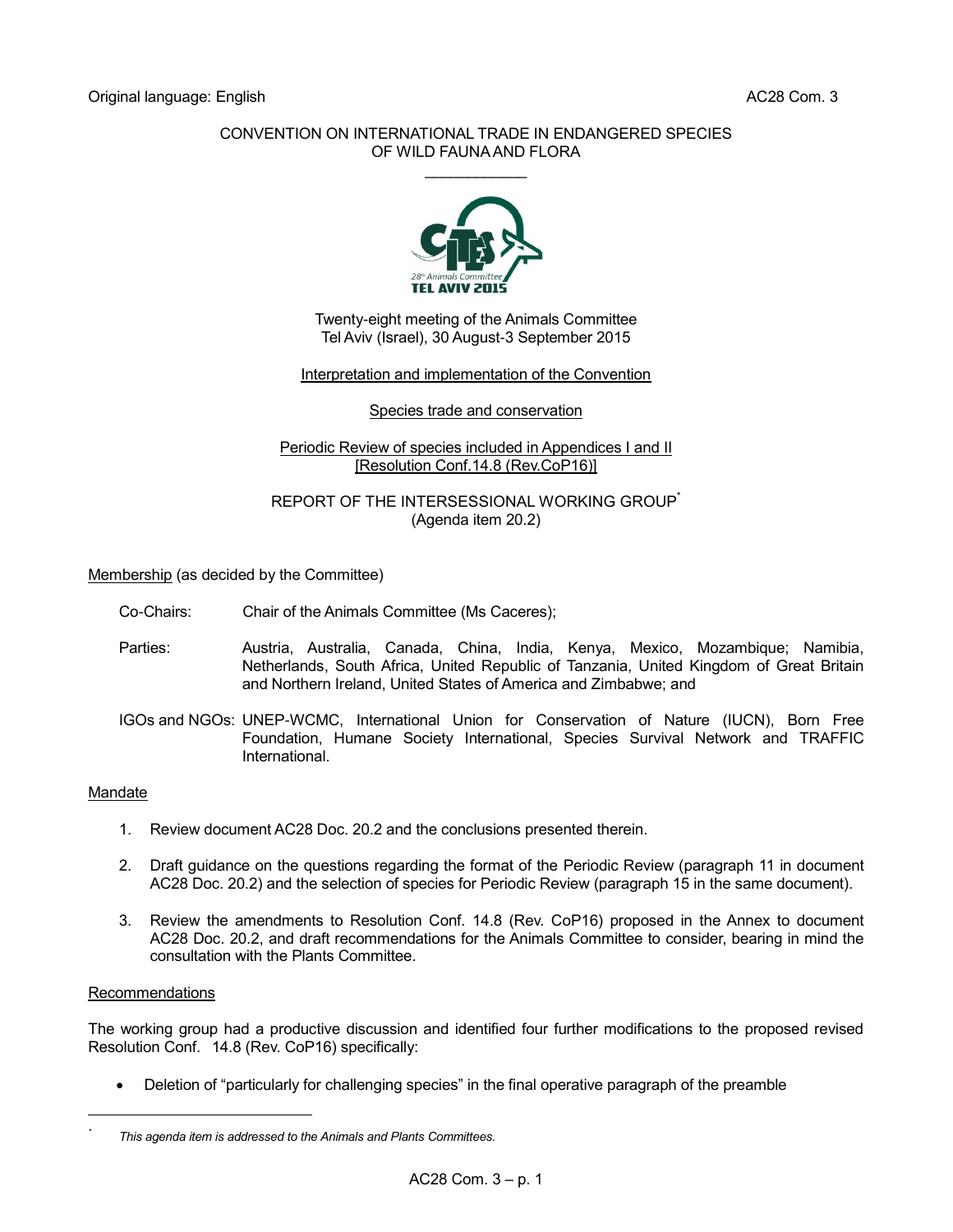Original language: English

AC28 Com. 3

CONVENTION ON INTERNATIONAL TRADE IN ENDANGERED SPECIES OF WILD FAUNA AND FLORA

\_\_\_\_\_\_\_\_\_\_\_\_

Twenty-eight meeting of the Animals Committee
Tel Aviv (Israel), 30 August-3 September 2015

Interpretation and implementation of the Convention

Species trade and conservation

Periodic Review of species included in Appendices I and II
[Resolution Conf.14.8 (Rev.CoP16)]

REPORT OF THE INTERSESSIONAL WORKING GROUP[*]
(Agenda item 20.2)

Membership (as decided by the Committee)

Co-Chairs: Chair of the Animals Committee (Ms Caceres);

Parties: Austria, Australia, Canada, China, India, Kenya, Mexico, Mozambique; Namibia, Netherlands, South Africa, United Republic of Tanzania, United Kingdom of Great Britain and Northern Ireland, United States of America and Zimbabwe; and

IGOs and NGOs: UNEP-WCMC, International Union for Conservation of Nature (IUCN), Born Free Foundation, Humane Society International, Species Survival Network and TRAFFIC International.

Mandate

1. Review document AC28 Doc. 20.2 and the conclusions presented therein.
2. Draft guidance on the questions regarding the format of the Periodic Review (paragraph 11 in document AC28 Doc. 20.2) and the selection of species for Periodic Review (paragraph 15 in the same document).
3. Review the amendments to Resolution Conf. 14.8 (Rev. CoP16) proposed in the Annex to document AC28 Doc. 20.2, and draft recommendations for the Animals Committee to consider, bearing in mind the consultation with the Plants Committee.

Recommendations

The working group had a productive discussion and identified four further modifications to the proposed revised Resolution Conf. 14.8 (Rev. CoP16) specifically:

- Deletion of "particularly for challenging species" in the final operative paragraph of the preamble

[*] *This agenda item is addressed to the Animals and Plants Committees.*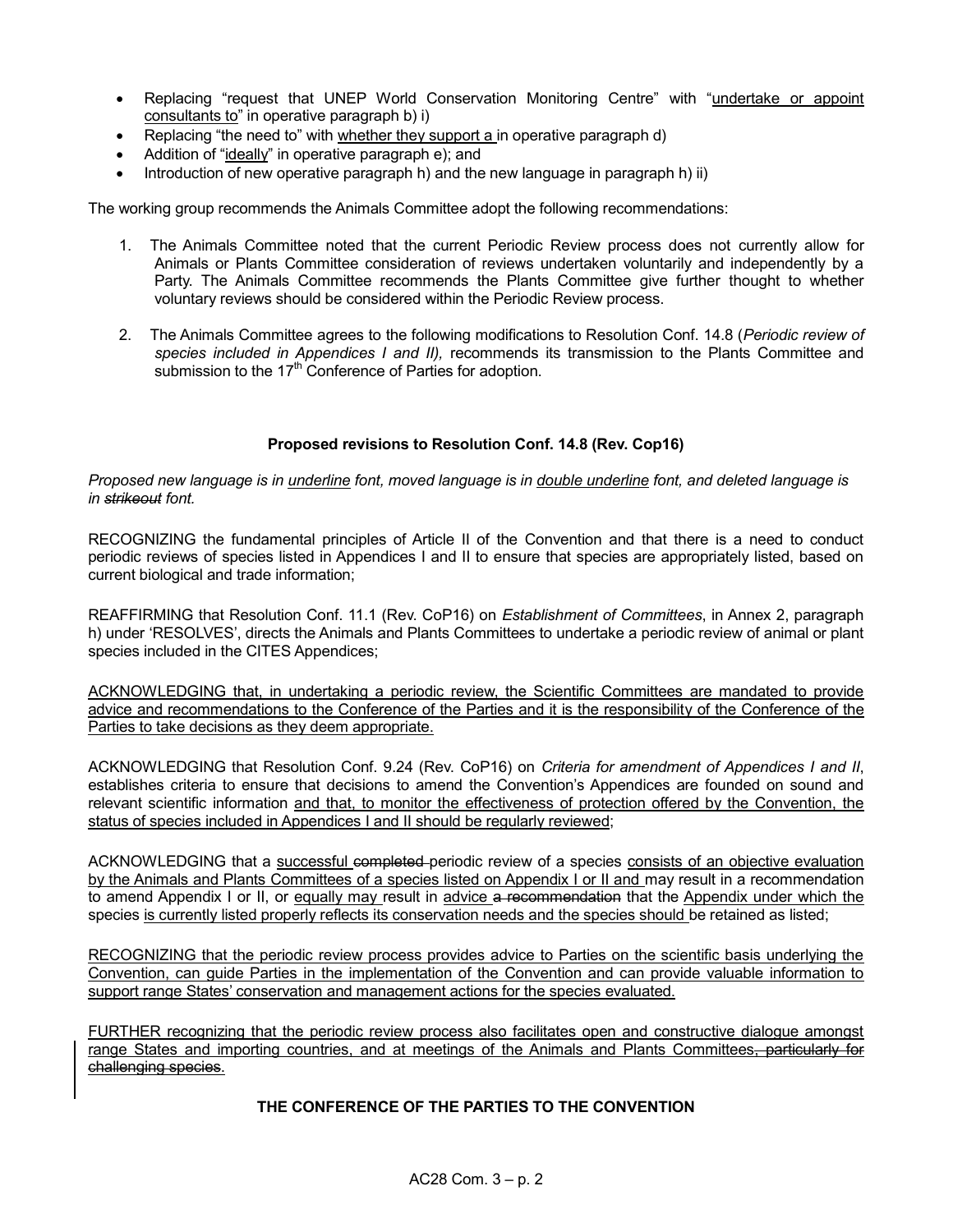- Replacing "request that UNEP World Conservation Monitoring Centre" with "<u>undertake or appoint consultants to</u>" in operative paragraph b) i)
- Replacing "the need to" with <u>whether they support a</u> in operative paragraph d)
- Addition of "<u>ideally</u>" in operative paragraph e); and
- Introduction of new operative paragraph h) and the new language in paragraph h) ii)

The working group recommends the Animals Committee adopt the following recommendations:

1. The Animals Committee noted that the current Periodic Review process does not currently allow for Animals or Plants Committee consideration of reviews undertaken voluntarily and independently by a Party. The Animals Committee recommends the Plants Committee give further thought to whether voluntary reviews should be considered within the Periodic Review process.

2. The Animals Committee agrees to the following modifications to Resolution Conf. 14.8 (*Periodic review of species included in Appendices I and II),* recommends its transmission to the Plants Committee and submission to the 17th Conference of Parties for adoption.

**Proposed revisions to Resolution Conf. 14.8 (Rev. Cop16)**

*Proposed new language is in <u>underline</u> font, moved language is in <u>double underline</u> font, and deleted language is in ~~strikeout~~ font.*

RECOGNIZING the fundamental principles of Article II of the Convention and that there is a need to conduct periodic reviews of species listed in Appendices I and II to ensure that species are appropriately listed, based on current biological and trade information;

REAFFIRMING that Resolution Conf. 11.1 (Rev. CoP16) on *Establishment of Committees*, in Annex 2, paragraph h) under 'RESOLVES', directs the Animals and Plants Committees to undertake a periodic review of animal or plant species included in the CITES Appendices;

<u>ACKNOWLEDGING that, in undertaking a periodic review, the Scientific Committees are mandated to provide advice and recommendations to the Conference of the Parties and it is the responsibility of the Conference of the Parties to take decisions as they deem appropriate.</u>

ACKNOWLEDGING that Resolution Conf. 9.24 (Rev. CoP16) on *Criteria for amendment of Appendices I and II*, establishes criteria to ensure that decisions to amend the Convention's Appendices are founded on sound and relevant scientific information <u>and that, to monitor the effectiveness of protection offered by the Convention, the status of species included in Appendices I and II should be regularly reviewed</u>;

ACKNOWLEDGING that a <u>successful</u> ~~completed~~ periodic review of a species <u>consists of an objective evaluation by the Animals and Plants Committees of a species listed on Appendix I or II and</u> may result in a recommendation to amend Appendix I or II, or <u>equally may</u> result in <u>advice</u> ~~a recommendation~~ that the <u>Appendix under which the species is currently listed properly reflects its conservation needs and the species should</u> be retained as listed;

<u>RECOGNIZING that the periodic review process provides advice to Parties on the scientific basis underlying the Convention, can guide Parties in the implementation of the Convention and can provide valuable information to support range States' conservation and management actions for the species evaluated.</u>

<u>FURTHER recognizing that the periodic review process also facilitates open and constructive dialogue amongst range States and importing countries, and at meetings of the Animals and Plants Committees</u>~~, particularly for challenging species~~.

**THE CONFERENCE OF THE PARTIES TO THE CONVENTION**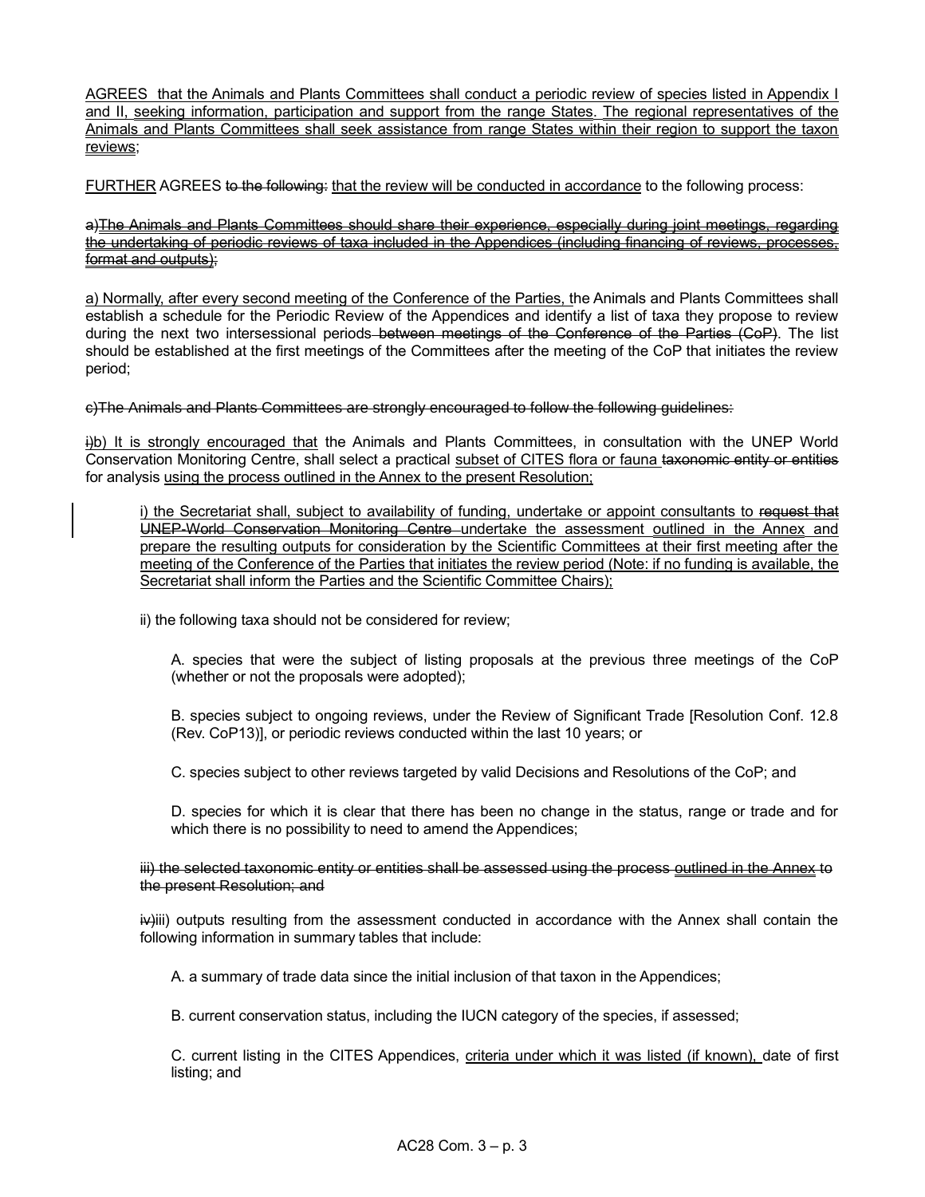AGREES that the Animals and Plants Committees shall conduct a periodic review of species listed in Appendix I and II, seeking information, participation and support from the range States. The regional representatives of the Animals and Plants Committees shall seek assistance from range States within their region to support the taxon reviews;

FURTHER AGREES to the following: that the review will be conducted in accordance to the following process:

~~a)The Animals and Plants Committees should share their experience, especially during joint meetings, regarding the undertaking of periodic reviews of taxa included in the Appendices (including financing of reviews, processes, format and outputs);~~

a) Normally, after every second meeting of the Conference of the Parties, the Animals and Plants Committees shall establish a schedule for the Periodic Review of the Appendices and identify a list of taxa they propose to review during the next two intersessional periods ~~between meetings of the Conference of the Parties (CoP)~~. The list should be established at the first meetings of the Committees after the meeting of the CoP that initiates the review period;

~~c)The Animals and Plants Committees are strongly encouraged to follow the following guidelines:~~

~~i)~~b) It is strongly encouraged that the Animals and Plants Committees, in consultation with the UNEP World Conservation Monitoring Centre, shall select a practical subset of CITES flora or fauna ~~taxonomic entity or entities~~ for analysis using the process outlined in the Annex to the present Resolution;

i) the Secretariat shall, subject to availability of funding, undertake or appoint consultants to ~~request that UNEP-World Conservation Monitoring Centre~~ undertake the assessment outlined in the Annex and prepare the resulting outputs for consideration by the Scientific Committees at their first meeting after the meeting of the Conference of the Parties that initiates the review period (Note: if no funding is available, the Secretariat shall inform the Parties and the Scientific Committee Chairs);

ii) the following taxa should not be considered for review;

A. species that were the subject of listing proposals at the previous three meetings of the CoP (whether or not the proposals were adopted);

B. species subject to ongoing reviews, under the Review of Significant Trade [Resolution Conf. 12.8 (Rev. CoP13)], or periodic reviews conducted within the last 10 years; or

C. species subject to other reviews targeted by valid Decisions and Resolutions of the CoP; and

D. species for which it is clear that there has been no change in the status, range or trade and for which there is no possibility to need to amend the Appendices;

~~iii) the selected taxonomic entity or entities shall be assessed using the process outlined in the Annex to the present Resolution; and~~

~~iv)~~iii) outputs resulting from the assessment conducted in accordance with the Annex shall contain the following information in summary tables that include:

A. a summary of trade data since the initial inclusion of that taxon in the Appendices;

B. current conservation status, including the IUCN category of the species, if assessed;

C. current listing in the CITES Appendices, criteria under which it was listed (if known), date of first listing; and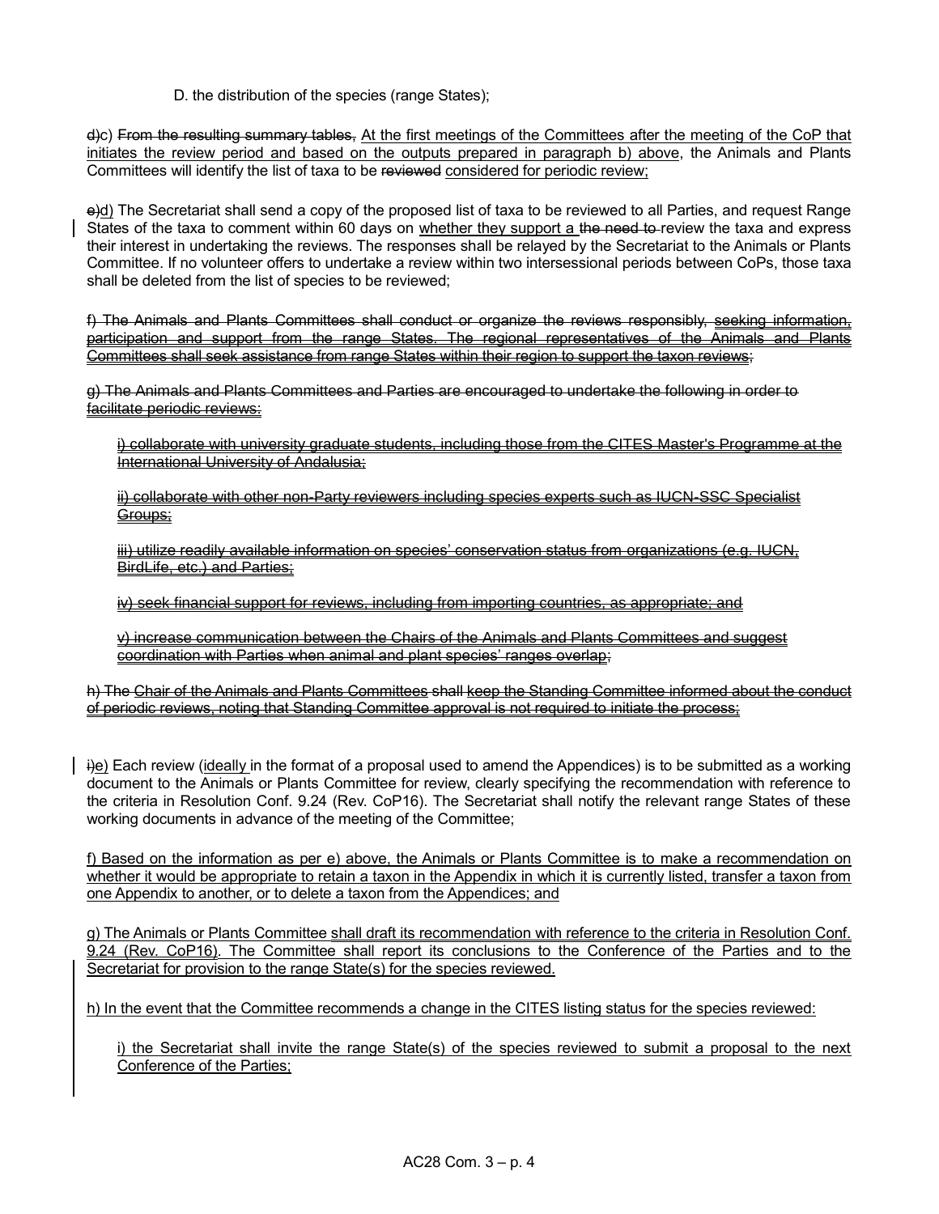D. the distribution of the species (range States);

~~d)~~c) ~~From the resulting summary tables,~~ At the first meetings of the Committees after the meeting of the CoP that initiates the review period and based on the outputs prepared in paragraph b) above, the Animals and Plants Committees will identify the list of taxa to be ~~reviewed~~ considered for periodic review;

~~e)~~d) The Secretariat shall send a copy of the proposed list of taxa to be reviewed to all Parties, and request Range States of the taxa to comment within 60 days on whether they support a ~~the need to~~ review the taxa and express their interest in undertaking the reviews. The responses shall be relayed by the Secretariat to the Animals or Plants Committee. If no volunteer offers to undertake a review within two intersessional periods between CoPs, those taxa shall be deleted from the list of species to be reviewed;

~~f) The Animals and Plants Committees shall conduct or organize the reviews responsibly, seeking information, participation and support from the range States. The regional representatives of the Animals and Plants Committees shall seek assistance from range States within their region to support the taxon reviews;~~

~~g) The Animals and Plants Committees and Parties are encouraged to undertake the following in order to facilitate periodic reviews:~~

~~i) collaborate with university graduate students, including those from the CITES Master's Programme at the International University of Andalusia;~~

~~ii) collaborate with other non-Party reviewers including species experts such as IUCN-SSC Specialist Groups;~~

~~iii) utilize readily available information on species' conservation status from organizations (e.g. IUCN, BirdLife, etc.) and Parties;~~

~~iv) seek financial support for reviews, including from importing countries, as appropriate; and~~

~~v) increase communication between the Chairs of the Animals and Plants Committees and suggest coordination with Parties when animal and plant species' ranges overlap;~~

~~h) The Chair of the Animals and Plants Committees shall keep the Standing Committee informed about the conduct of periodic reviews, noting that Standing Committee approval is not required to initiate the process;~~

~~i)~~e) Each review (ideally in the format of a proposal used to amend the Appendices) is to be submitted as a working document to the Animals or Plants Committee for review, clearly specifying the recommendation with reference to the criteria in Resolution Conf. 9.24 (Rev. CoP16). The Secretariat shall notify the relevant range States of these working documents in advance of the meeting of the Committee;

f) Based on the information as per e) above, the Animals or Plants Committee is to make a recommendation on whether it would be appropriate to retain a taxon in the Appendix in which it is currently listed, transfer a taxon from one Appendix to another, or to delete a taxon from the Appendices; and

g) The Animals or Plants Committee shall draft its recommendation with reference to the criteria in Resolution Conf. 9.24 (Rev. CoP16). The Committee shall report its conclusions to the Conference of the Parties and to the Secretariat for provision to the range State(s) for the species reviewed.

h) In the event that the Committee recommends a change in the CITES listing status for the species reviewed:

i) the Secretariat shall invite the range State(s) of the species reviewed to submit a proposal to the next Conference of the Parties;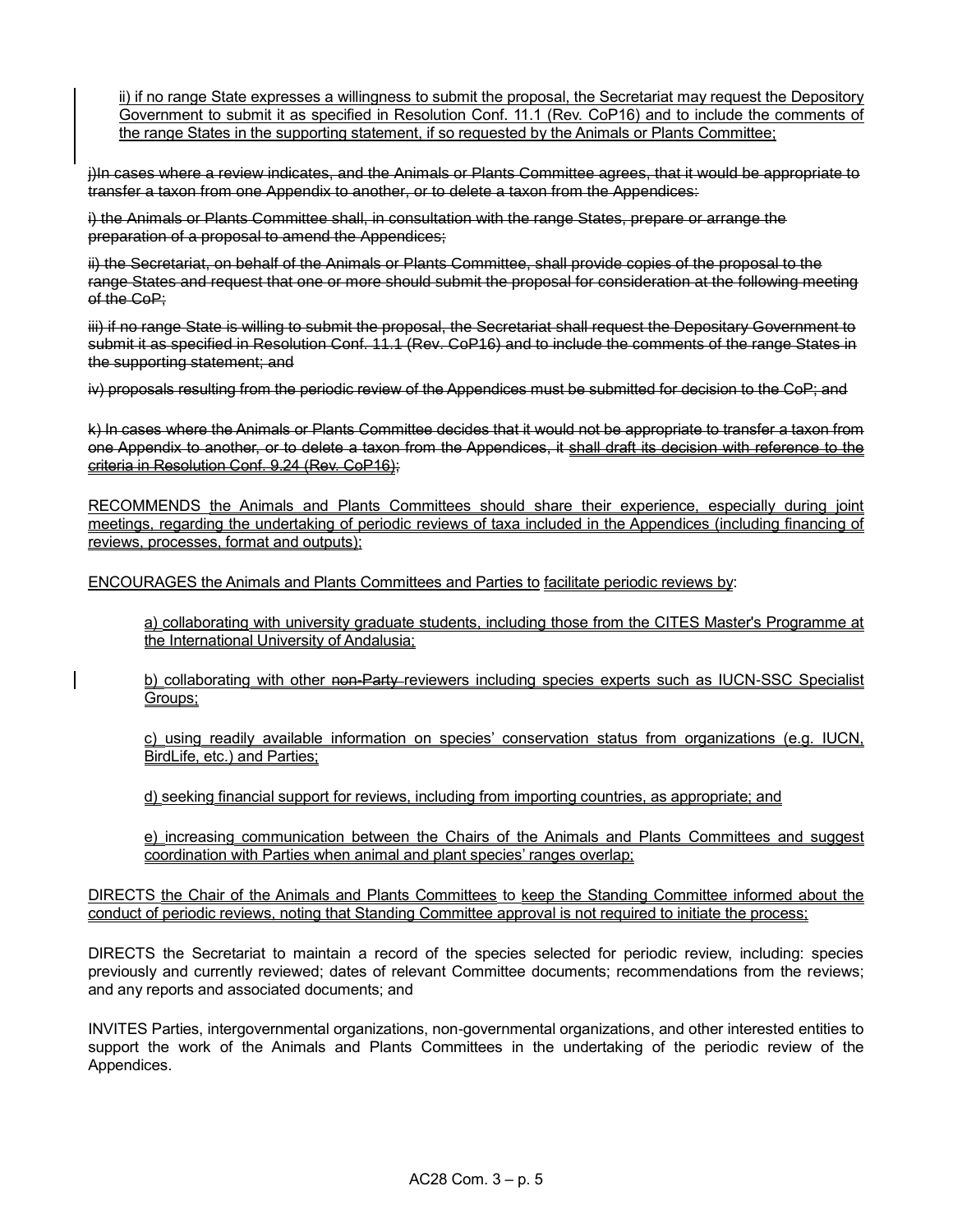ii) if no range State expresses a willingness to submit the proposal, the Secretariat may request the Depository Government to submit it as specified in Resolution Conf. 11.1 (Rev. CoP16) and to include the comments of the range States in the supporting statement, if so requested by the Animals or Plants Committee;

~~j)In cases where a review indicates, and the Animals or Plants Committee agrees, that it would be appropriate to transfer a taxon from one Appendix to another, or to delete a taxon from the Appendices:~~

~~i) the Animals or Plants Committee shall, in consultation with the range States, prepare or arrange the preparation of a proposal to amend the Appendices;~~

~~ii) the Secretariat, on behalf of the Animals or Plants Committee, shall provide copies of the proposal to the range States and request that one or more should submit the proposal for consideration at the following meeting of the CoP;~~

~~iii) if no range State is willing to submit the proposal, the Secretariat shall request the Depositary Government to submit it as specified in Resolution Conf. 11.1 (Rev. CoP16) and to include the comments of the range States in the supporting statement; and~~

~~iv) proposals resulting from the periodic review of the Appendices must be submitted for decision to the CoP; and~~

~~k) In cases where the Animals or Plants Committee decides that it would not be appropriate to transfer a taxon from one Appendix to another, or to delete a taxon from the Appendices, it shall draft its decision with reference to the criteria in Resolution Conf. 9.24 (Rev. CoP16);~~

RECOMMENDS the Animals and Plants Committees should share their experience, especially during joint meetings, regarding the undertaking of periodic reviews of taxa included in the Appendices (including financing of reviews, processes, format and outputs);

ENCOURAGES the Animals and Plants Committees and Parties to facilitate periodic reviews by:

a) collaborating with university graduate students, including those from the CITES Master's Programme at the International University of Andalusia;

b) collaborating with other ~~non-Party~~ reviewers including species experts such as IUCN-SSC Specialist Groups;

c) using readily available information on species' conservation status from organizations (e.g. IUCN, BirdLife, etc.) and Parties;

d) seeking financial support for reviews, including from importing countries, as appropriate; and

e) increasing communication between the Chairs of the Animals and Plants Committees and suggest coordination with Parties when animal and plant species' ranges overlap;

DIRECTS the Chair of the Animals and Plants Committees to keep the Standing Committee informed about the conduct of periodic reviews, noting that Standing Committee approval is not required to initiate the process;

DIRECTS the Secretariat to maintain a record of the species selected for periodic review, including: species previously and currently reviewed; dates of relevant Committee documents; recommendations from the reviews; and any reports and associated documents; and

INVITES Parties, intergovernmental organizations, non-governmental organizations, and other interested entities to support the work of the Animals and Plants Committees in the undertaking of the periodic review of the Appendices.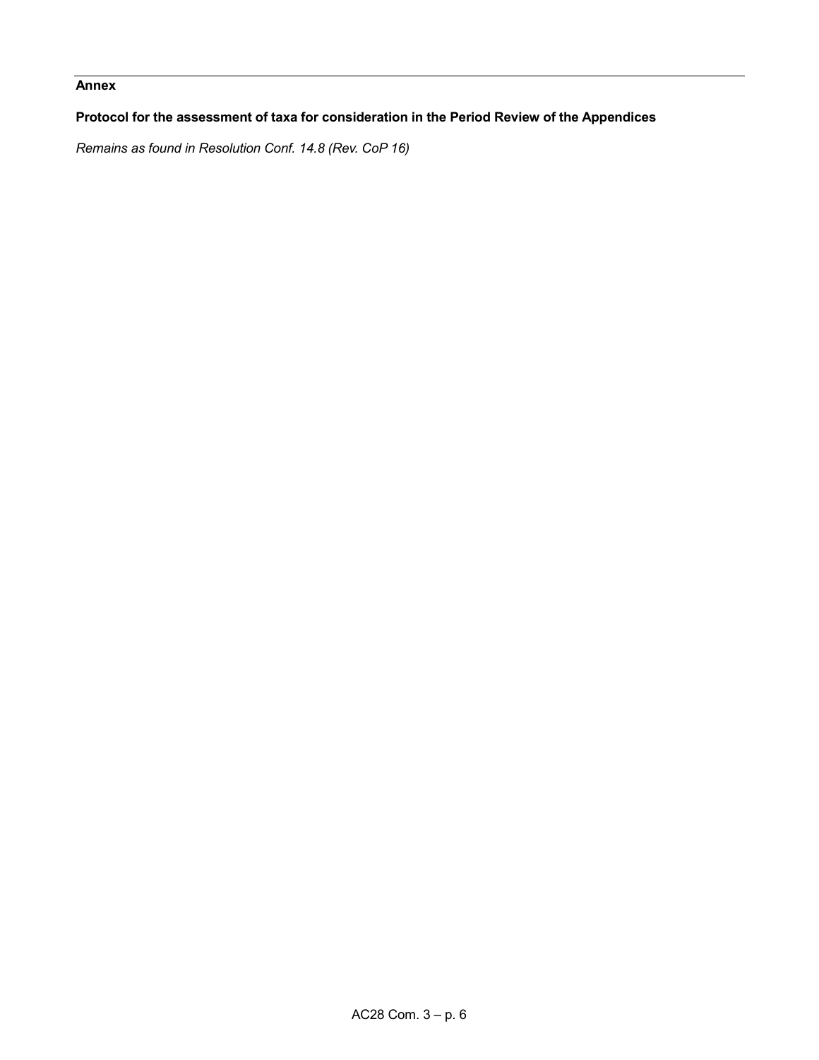**Annex**

**Protocol for the assessment of taxa for consideration in the Period Review of the Appendices**

*Remains as found in Resolution Conf. 14.8 (Rev. CoP 16)*